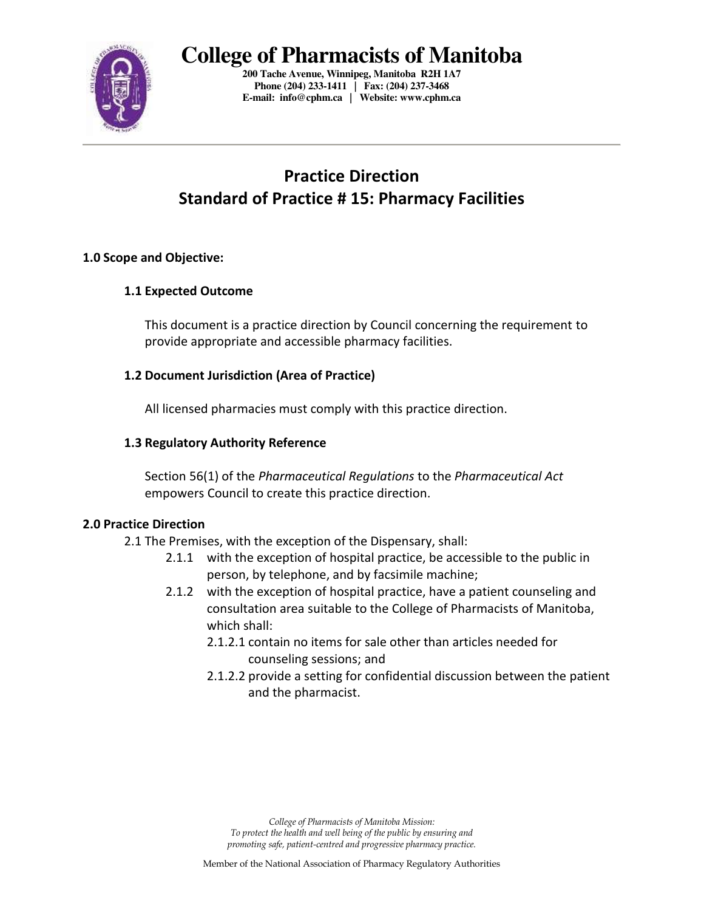# College of Pharmacists of Manitoba

**200 Tache Avenue, Winnipeg, Manitoba R2H 1A7**
**Phone (204) 233-1411 | Fax: (204) 237-3468**
**E-mail: info@cphm.ca | Website: www.cphm.ca**

## Practice Direction
## Standard of Practice # 15: Pharmacy Facilities

### 1.0 Scope and Objective:

#### 1.1 Expected Outcome

This document is a practice direction by Council concerning the requirement to provide appropriate and accessible pharmacy facilities.

#### 1.2 Document Jurisdiction (Area of Practice)

All licensed pharmacies must comply with this practice direction.

#### 1.3 Regulatory Authority Reference

Section 56(1) of the *Pharmaceutical Regulations* to the *Pharmaceutical Act* empowers Council to create this practice direction.

### 2.0 Practice Direction

2.1 The Premises, with the exception of the Dispensary, shall:

- 2.1.1 with the exception of hospital practice, be accessible to the public in person, by telephone, and by facsimile machine;
- 2.1.2 with the exception of hospital practice, have a patient counseling and consultation area suitable to the College of Pharmacists of Manitoba, which shall:
  - 2.1.2.1 contain no items for sale other than articles needed for counseling sessions; and
  - 2.1.2.2 provide a setting for confidential discussion between the patient and the pharmacist.

*College of Pharmacists of Manitoba Mission:*
*To protect the health and well being of the public by ensuring and promoting safe, patient-centred and progressive pharmacy practice.*

Member of the National Association of Pharmacy Regulatory Authorities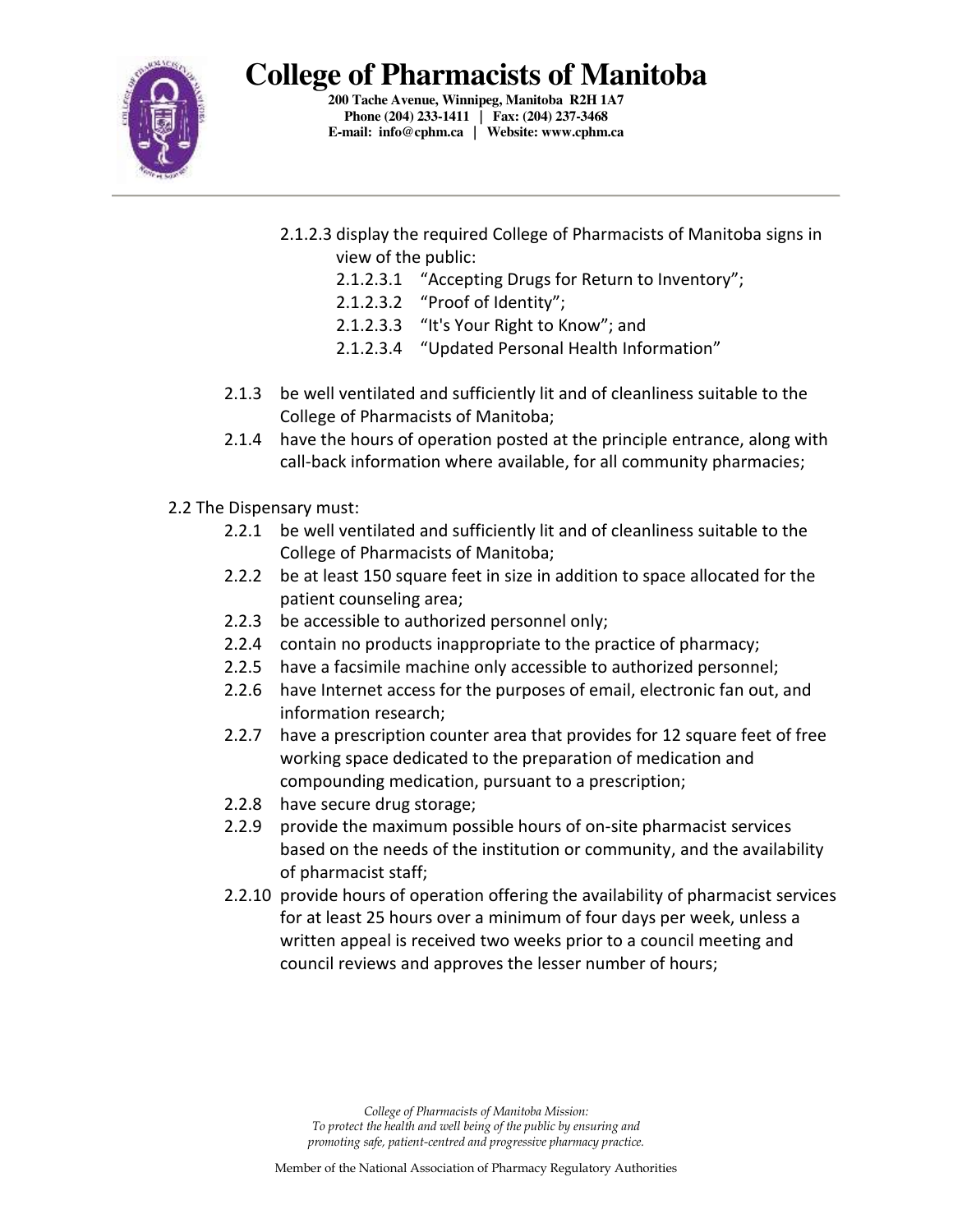2.1.2.3 display the required College of Pharmacists of Manitoba signs in view of the public:
  - 2.1.2.3.1 “Accepting Drugs for Return to Inventory”;
  - 2.1.2.3.2 “Proof of Identity”;
  - 2.1.2.3.3 “It's Your Right to Know”; and
  - 2.1.2.3.4 “Updated Personal Health Information”

2.1.3 be well ventilated and sufficiently lit and of cleanliness suitable to the College of Pharmacists of Manitoba;

2.1.4 have the hours of operation posted at the principle entrance, along with call-back information where available, for all community pharmacies;

2.2 The Dispensary must:

- 2.2.1 be well ventilated and sufficiently lit and of cleanliness suitable to the College of Pharmacists of Manitoba;
- 2.2.2 be at least 150 square feet in size in addition to space allocated for the patient counseling area;
- 2.2.3 be accessible to authorized personnel only;
- 2.2.4 contain no products inappropriate to the practice of pharmacy;
- 2.2.5 have a facsimile machine only accessible to authorized personnel;
- 2.2.6 have Internet access for the purposes of email, electronic fan out, and information research;
- 2.2.7 have a prescription counter area that provides for 12 square feet of free working space dedicated to the preparation of medication and compounding medication, pursuant to a prescription;
- 2.2.8 have secure drug storage;
- 2.2.9 provide the maximum possible hours of on-site pharmacist services based on the needs of the institution or community, and the availability of pharmacist staff;
- 2.2.10 provide hours of operation offering the availability of pharmacist services for at least 25 hours over a minimum of four days per week, unless a written appeal is received two weeks prior to a council meeting and council reviews and approves the lesser number of hours;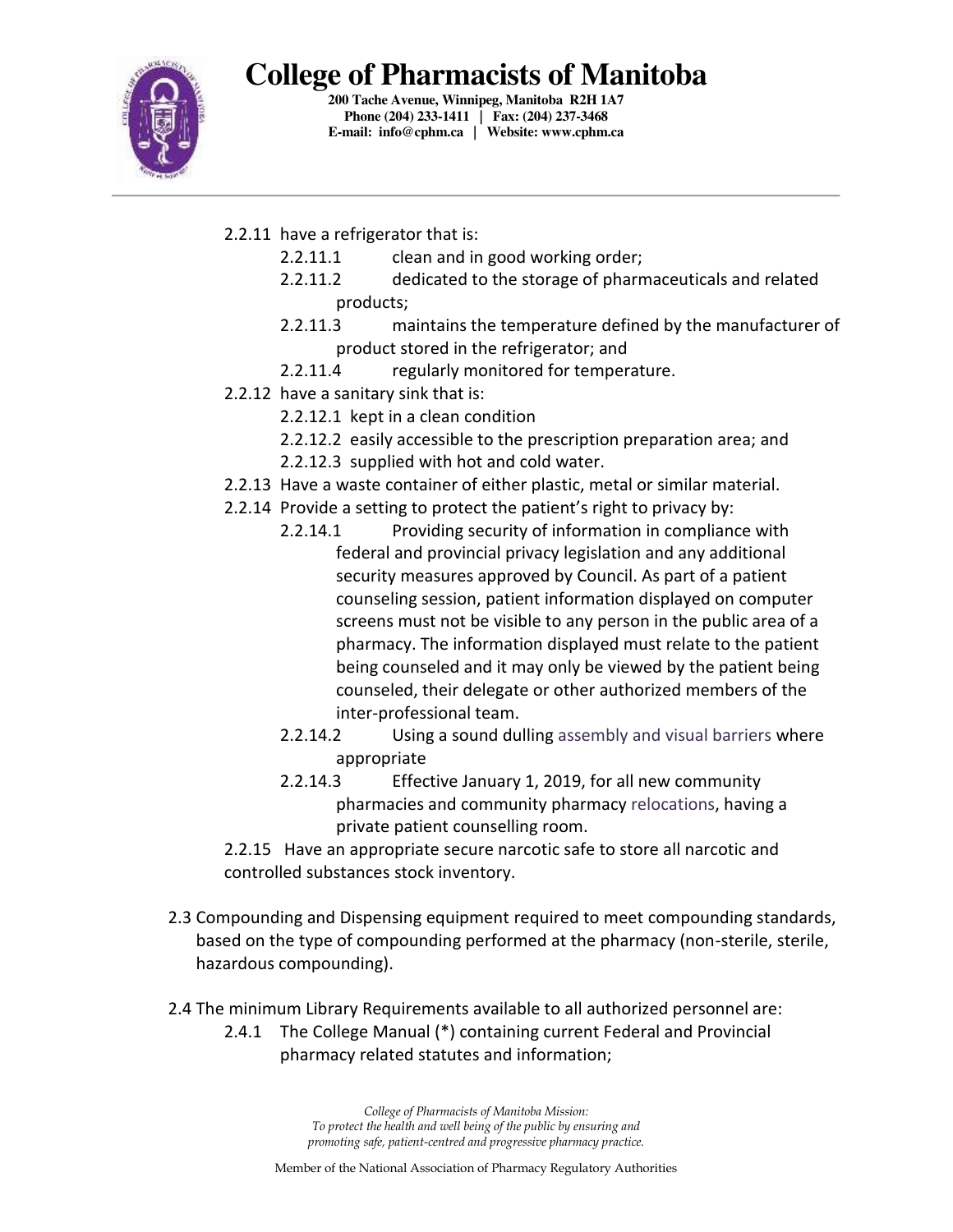2.2.11 have a refrigerator that is:

- 2.2.11.1 clean and in good working order;
- 2.2.11.2 dedicated to the storage of pharmaceuticals and related products;
- 2.2.11.3 maintains the temperature defined by the manufacturer of product stored in the refrigerator; and
- 2.2.11.4 regularly monitored for temperature.

2.2.12 have a sanitary sink that is:

- 2.2.12.1 kept in a clean condition
- 2.2.12.2 easily accessible to the prescription preparation area; and
- 2.2.12.3 supplied with hot and cold water.

2.2.13 Have a waste container of either plastic, metal or similar material.

2.2.14 Provide a setting to protect the patient's right to privacy by:

- 2.2.14.1 Providing security of information in compliance with federal and provincial privacy legislation and any additional security measures approved by Council. As part of a patient counseling session, patient information displayed on computer screens must not be visible to any person in the public area of a pharmacy. The information displayed must relate to the patient being counseled and it may only be viewed by the patient being counseled, their delegate or other authorized members of the inter-professional team.
- 2.2.14.2 Using a sound dulling assembly and visual barriers where appropriate
- 2.2.14.3 Effective January 1, 2019, for all new community pharmacies and community pharmacy relocations, having a private patient counselling room.

2.2.15 Have an appropriate secure narcotic safe to store all narcotic and controlled substances stock inventory.

2.3 Compounding and Dispensing equipment required to meet compounding standards, based on the type of compounding performed at the pharmacy (non-sterile, sterile, hazardous compounding).

2.4 The minimum Library Requirements available to all authorized personnel are:

- 2.4.1 The College Manual (*) containing current Federal and Provincial pharmacy related statutes and information;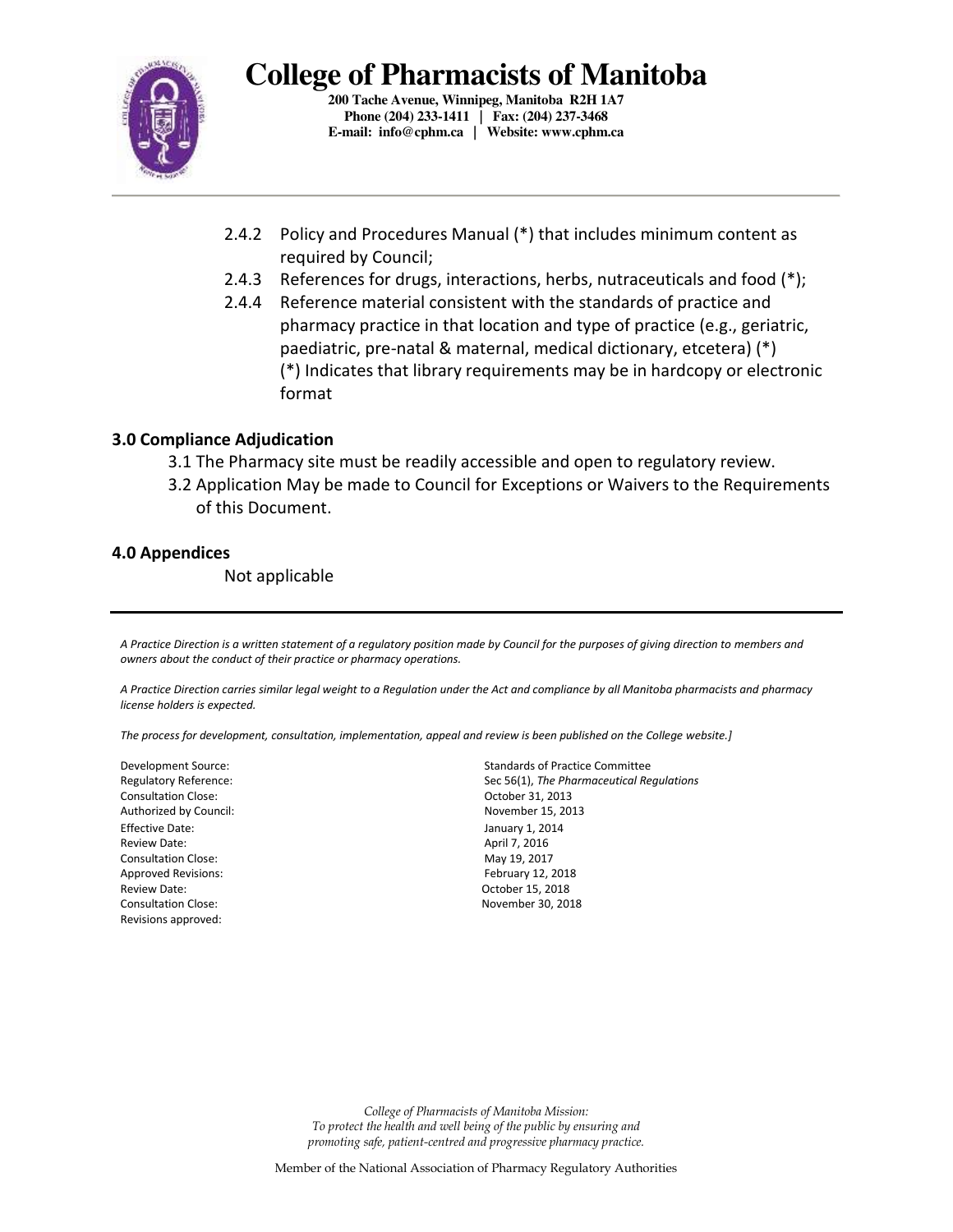2.4.2 Policy and Procedures Manual (*) that includes minimum content as required by Council;

2.4.3 References for drugs, interactions, herbs, nutraceuticals and food (*);

2.4.4 Reference material consistent with the standards of practice and pharmacy practice in that location and type of practice (e.g., geriatric, paediatric, pre-natal & maternal, medical dictionary, etcetera) (*)

(*) Indicates that library requirements may be in hardcopy or electronic format

**3.0 Compliance Adjudication**

3.1 The Pharmacy site must be readily accessible and open to regulatory review.

3.2 Application May be made to Council for Exceptions or Waivers to the Requirements of this Document.

**4.0 Appendices**

Not applicable

---

*A Practice Direction is a written statement of a regulatory position made by Council for the purposes of giving direction to members and owners about the conduct of their practice or pharmacy operations.*

*A Practice Direction carries similar legal weight to a Regulation under the Act and compliance by all Manitoba pharmacists and pharmacy license holders is expected.*

*The process for development, consultation, implementation, appeal and review is been published on the College website.]*

| | |
|---|---|
| Development Source: | Standards of Practice Committee |
| Regulatory Reference: | Sec 56(1), *The Pharmaceutical Regulations* |
| Consultation Close: | October 31, 2013 |
| Authorized by Council: | November 15, 2013 |
| Effective Date: | January 1, 2014 |
| Review Date: | April 7, 2016 |
| Consultation Close: | May 19, 2017 |
| Approved Revisions: | February 12, 2018 |
| Review Date: | October 15, 2018 |
| Consultation Close: | November 30, 2018 |
| Revisions approved: | |

*College of Pharmacists of Manitoba Mission:*
*To protect the health and well being of the public by ensuring and promoting safe, patient-centred and progressive pharmacy practice.*

Member of the National Association of Pharmacy Regulatory Authorities